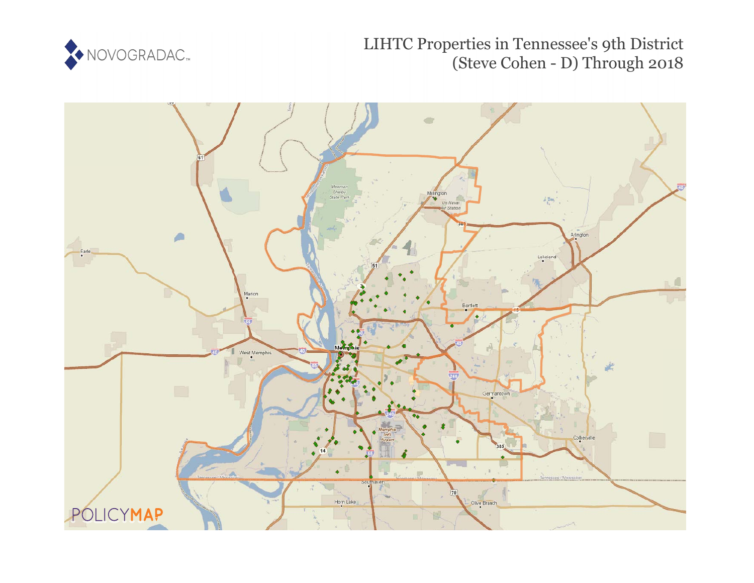# LIHTC Properties in Tennessee's 9th District (Steve Cohen - D) Through 2018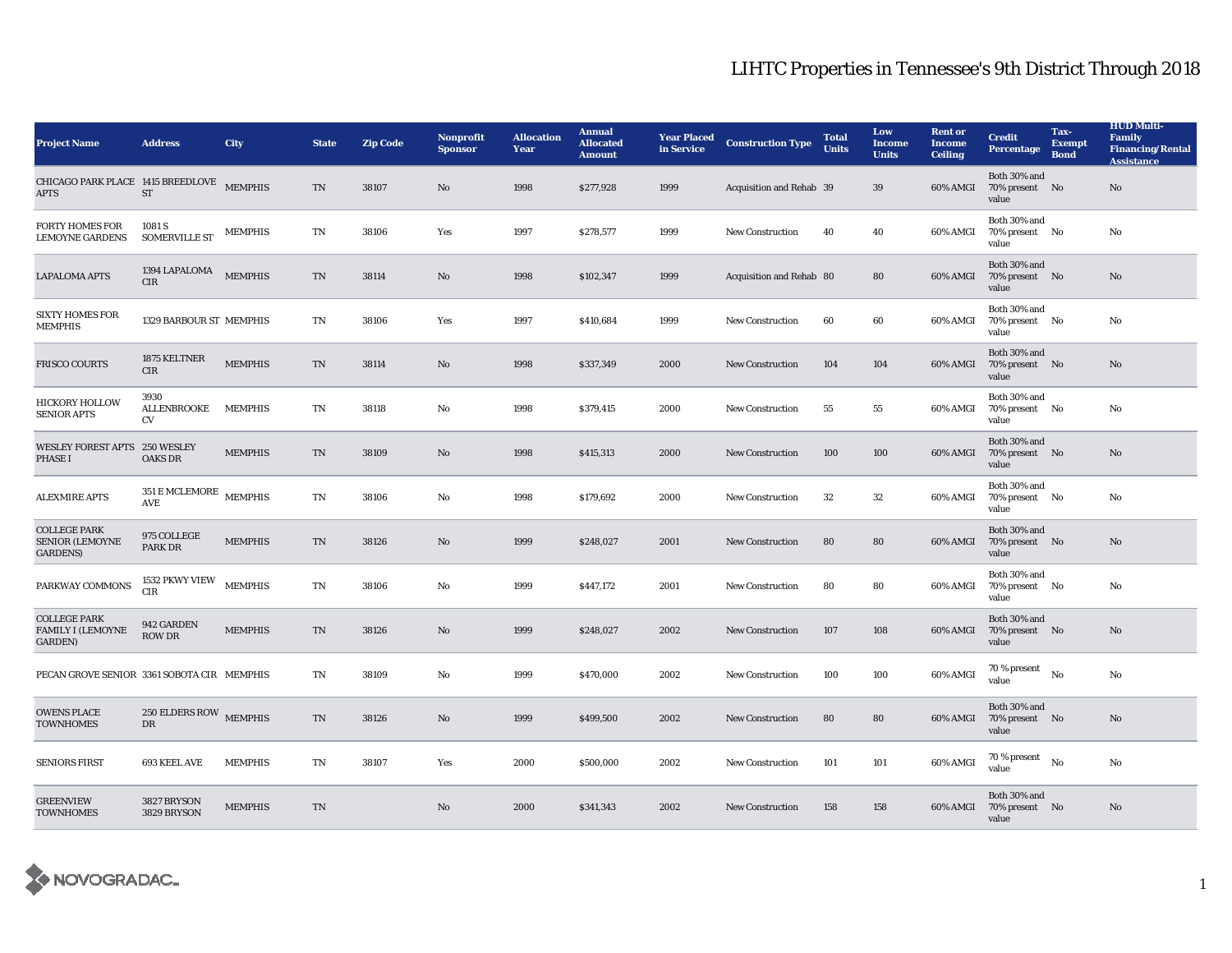# LIHTC Properties in Tennessee's 9th District Through 2018

| Project Name | Address | City | State | Zip Code | Nonprofit Sponsor | Allocation Year | Annual Allocated Amount | Year Placed in Service | Construction Type | Total Units | Low Income Units | Rent or Income Ceiling | Credit Percentage | Tax-Exempt Bond | HUD Multi-Family Financing/Rental Assistance |
|---|---|---|---|---|---|---|---|---|---|---|---|---|---|---|---|
| CHICAGO PARK PLACE APTS | 1415 BREEDLOVE ST | MEMPHIS | TN | 38107 | No | 1998 | $277,928 | 1999 | Acquisition and Rehab | 39 | 39 | 60% AMGI | Both 30% and 70% present value | No | No |
| FORTY HOMES FOR LEMOYNE GARDENS | 1081 S SOMERVILLE ST | MEMPHIS | TN | 38106 | Yes | 1997 | $278,577 | 1999 | New Construction | 40 | 40 | 60% AMGI | Both 30% and 70% present value | No | No |
| LAPALOMA APTS | 1394 LAPALOMA CIR | MEMPHIS | TN | 38114 | No | 1998 | $102,347 | 1999 | Acquisition and Rehab | 80 | 80 | 60% AMGI | Both 30% and 70% present value | No | No |
| SIXTY HOMES FOR MEMPHIS | 1329 BARBOUR ST | MEMPHIS | TN | 38106 | Yes | 1997 | $410,684 | 1999 | New Construction | 60 | 60 | 60% AMGI | Both 30% and 70% present value | No | No |
| FRISCO COURTS | 1875 KELTNER CIR | MEMPHIS | TN | 38114 | No | 1998 | $337,349 | 2000 | New Construction | 104 | 104 | 60% AMGI | Both 30% and 70% present value | No | No |
| HICKORY HOLLOW SENIOR APTS | 3930 ALLENBROOKE CV | MEMPHIS | TN | 38118 | No | 1998 | $379,415 | 2000 | New Construction | 55 | 55 | 60% AMGI | Both 30% and 70% present value | No | No |
| WESLEY FOREST APTS PHASE I | 250 WESLEY OAKS DR | MEMPHIS | TN | 38109 | No | 1998 | $415,313 | 2000 | New Construction | 100 | 100 | 60% AMGI | Both 30% and 70% present value | No | No |
| ALEXMIRE APTS | 351 E MCLEMORE AVE | MEMPHIS | TN | 38106 | No | 1998 | $179,692 | 2000 | New Construction | 32 | 32 | 60% AMGI | Both 30% and 70% present value | No | No |
| COLLEGE PARK SENIOR (LEMOYNE GARDENS) | 975 COLLEGE PARK DR | MEMPHIS | TN | 38126 | No | 1999 | $248,027 | 2001 | New Construction | 80 | 80 | 60% AMGI | Both 30% and 70% present value | No | No |
| PARKWAY COMMONS | 1532 PKWY VIEW CIR | MEMPHIS | TN | 38106 | No | 1999 | $447,172 | 2001 | New Construction | 80 | 80 | 60% AMGI | Both 30% and 70% present value | No | No |
| COLLEGE PARK FAMILY I (LEMOYNE GARDEN) | 942 GARDEN ROW DR | MEMPHIS | TN | 38126 | No | 1999 | $248,027 | 2002 | New Construction | 107 | 108 | 60% AMGI | Both 30% and 70% present value | No | No |
| PECAN GROVE SENIOR | 3361 SOBOTA CIR | MEMPHIS | TN | 38109 | No | 1999 | $470,000 | 2002 | New Construction | 100 | 100 | 60% AMGI | 70 % present value | No | No |
| OWENS PLACE TOWNHOMES | 250 ELDERS ROW DR | MEMPHIS | TN | 38126 | No | 1999 | $499,500 | 2002 | New Construction | 80 | 80 | 60% AMGI | Both 30% and 70% present value | No | No |
| SENIORS FIRST | 693 KEEL AVE | MEMPHIS | TN | 38107 | Yes | 2000 | $500,000 | 2002 | New Construction | 101 | 101 | 60% AMGI | 70 % present value | No | No |
| GREENVIEW TOWNHOMES | 3827 BRYSON 3829 BRYSON | MEMPHIS | TN | | No | 2000 | $341,343 | 2002 | New Construction | 158 | 158 | 60% AMGI | Both 30% and 70% present value | No | No |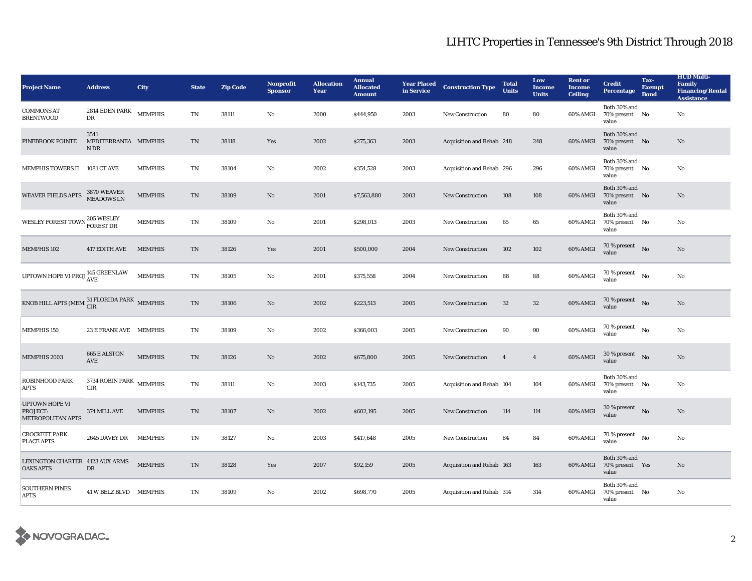# LIHTC Properties in Tennessee's 9th District Through 2018

| Project Name | Address | City | State | Zip Code | Nonprofit Sponsor | Allocation Year | Annual Allocated Amount | Year Placed in Service | Construction Type | Total Units | Low Income Units | Rent or Income Ceiling | Credit Percentage | Tax-Exempt Bond | HUD Multi-Family Financing/Rental Assistance |
|---|---|---|---|---|---|---|---|---|---|---|---|---|---|---|---|
| COMMONS AT BRENTWOOD | 2814 EDEN PARK DR | MEMPHIS | TN | 38111 | No | 2000 | $444,950 | 2003 | New Construction | 80 | 80 | 60% AMGI | Both 30% and 70% present value | No | No |
| PINEBROOK POINTE | 3541 MEDITERRANEAN DR | MEMPHIS | TN | 38118 | Yes | 2002 | $275,363 | 2003 | Acquisition and Rehab | 248 | 248 | 60% AMGI | Both 30% and 70% present value | No | No |
| MEMPHIS TOWERS II | 1081 CT AVE | MEMPHIS | TN | 38104 | No | 2002 | $354,528 | 2003 | Acquisition and Rehab | 296 | 296 | 60% AMGI | Both 30% and 70% present value | No | No |
| WEAVER FIELDS APTS | 3870 WEAVER MEADOWS LN | MEMPHIS | TN | 38109 | No | 2001 | $7,563,880 | 2003 | New Construction | 108 | 108 | 60% AMGI | Both 30% and 70% present value | No | No |
| WESLEY FOREST TOWN | 205 WESLEY FOREST DR | MEMPHIS | TN | 38109 | No | 2001 | $298,013 | 2003 | New Construction | 65 | 65 | 60% AMGI | Both 30% and 70% present value | No | No |
| MEMPHIS 102 | 417 EDITH AVE | MEMPHIS | TN | 38126 | Yes | 2001 | $500,000 | 2004 | New Construction | 102 | 102 | 60% AMGI | 70 % present value | No | No |
| UPTOWN HOPE VI PROJ | 145 GREENLAW AVE | MEMPHIS | TN | 38105 | No | 2001 | $375,558 | 2004 | New Construction | 88 | 88 | 60% AMGI | 70 % present value | No | No |
| KNOB HILL APTS (MEMI | 31 FLORIDA PARK CIR | MEMPHIS | TN | 38106 | No | 2002 | $223,513 | 2005 | New Construction | 32 | 32 | 60% AMGI | 70 % present value | No | No |
| MEMPHIS 150 | 23 E FRANK AVE | MEMPHIS | TN | 38109 | No | 2002 | $366,003 | 2005 | New Construction | 90 | 90 | 60% AMGI | 70 % present value | No | No |
| MEMPHIS 2003 | 665 E ALSTON AVE | MEMPHIS | TN | 38126 | No | 2002 | $675,800 | 2005 | New Construction | 4 | 4 | 60% AMGI | 30 % present value | No | No |
| ROBINHOOD PARK APTS | 3734 ROBIN PARK CIR | MEMPHIS | TN | 38111 | No | 2003 | $143,735 | 2005 | Acquisition and Rehab | 104 | 104 | 60% AMGI | Both 30% and 70% present value | No | No |
| UPTOWN HOPE VI PROJECT: METROPOLITAN APTS | 374 MILL AVE | MEMPHIS | TN | 38107 | No | 2002 | $602,195 | 2005 | New Construction | 114 | 114 | 60% AMGI | 30 % present value | No | No |
| CROCKETT PARK PLACE APTS | 2645 DAVEY DR | MEMPHIS | TN | 38127 | No | 2003 | $417,648 | 2005 | New Construction | 84 | 84 | 60% AMGI | 70 % present value | No | No |
| LEXINGTON CHARTER OAKS APTS | 4123 AUX ARMS DR | MEMPHIS | TN | 38128 | Yes | 2007 | $92,159 | 2005 | Acquisition and Rehab | 163 | 163 | 60% AMGI | Both 30% and 70% present value | Yes | No |
| SOUTHERN PINES APTS | 41 W BELZ BLVD | MEMPHIS | TN | 38109 | No | 2002 | $698,770 | 2005 | Acquisition and Rehab | 314 | 314 | 60% AMGI | Both 30% and 70% present value | No | No |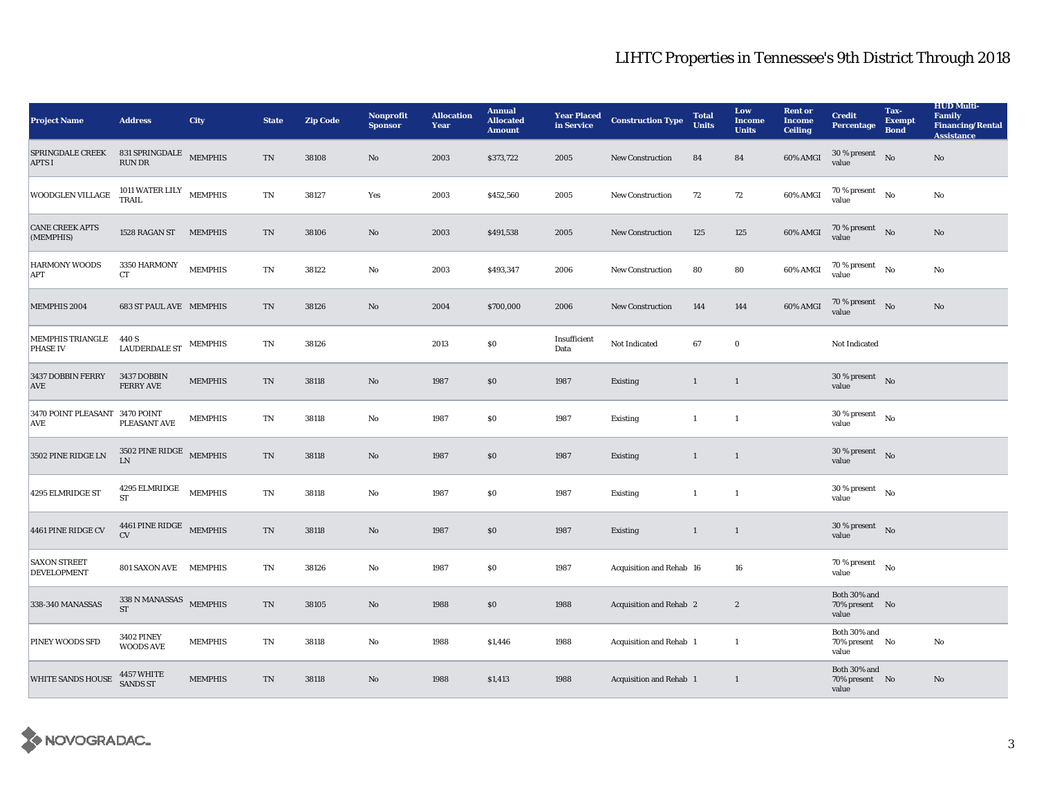## LIHTC Properties in Tennessee's 9th District Through 2018

| Project Name | Address | City | State | Zip Code | Nonprofit Sponsor | Allocation Year | Annual Allocated Amount | Year Placed in Service | Construction Type | Total Units | Low Income Units | Rent or Income Ceiling | Credit Percentage | Tax-Exempt Bond | HUD Multi-Family Financing/Rental Assistance |
|---|---|---|---|---|---|---|---|---|---|---|---|---|---|---|---|
| SPRINGDALE CREEK APTS I | 831 SPRINGDALE RUN DR | MEMPHIS | TN | 38108 | No | 2003 | $373,722 | 2005 | New Construction | 84 | 84 | 60% AMGI | 30 % present value | No | No |
| WOODGLEN VILLAGE | 1011 WATER LILY TRAIL | MEMPHIS | TN | 38127 | Yes | 2003 | $452,560 | 2005 | New Construction | 72 | 72 | 60% AMGI | 70 % present value | No | No |
| CANE CREEK APTS (MEMPHIS) | 1528 RAGAN ST | MEMPHIS | TN | 38106 | No | 2003 | $491,538 | 2005 | New Construction | 125 | 125 | 60% AMGI | 70 % present value | No | No |
| HARMONY WOODS APT | 3350 HARMONY CT | MEMPHIS | TN | 38122 | No | 2003 | $493,347 | 2006 | New Construction | 80 | 80 | 60% AMGI | 70 % present value | No | No |
| MEMPHIS 2004 | 683 ST PAUL AVE | MEMPHIS | TN | 38126 | No | 2004 | $700,000 | 2006 | New Construction | 144 | 144 | 60% AMGI | 70 % present value | No | No |
| MEMPHIS TRIANGLE PHASE IV | 440 S LAUDERDALE ST | MEMPHIS | TN | 38126 | | 2013 | $0 | Insufficient Data | Not Indicated | 67 | 0 | | Not Indicated | | |
| 3437 DOBBIN FERRY AVE | 3437 DOBBIN FERRY AVE | MEMPHIS | TN | 38118 | No | 1987 | $0 | 1987 | Existing | 1 | 1 | | 30 % present value | No | |
| 3470 POINT PLEASANT AVE | 3470 POINT PLEASANT AVE | MEMPHIS | TN | 38118 | No | 1987 | $0 | 1987 | Existing | 1 | 1 | | 30 % present value | No | |
| 3502 PINE RIDGE LN | 3502 PINE RIDGE LN | MEMPHIS | TN | 38118 | No | 1987 | $0 | 1987 | Existing | 1 | 1 | | 30 % present value | No | |
| 4295 ELMRIDGE ST | 4295 ELMRIDGE ST | MEMPHIS | TN | 38118 | No | 1987 | $0 | 1987 | Existing | 1 | 1 | | 30 % present value | No | |
| 4461 PINE RIDGE CV | 4461 PINE RIDGE CV | MEMPHIS | TN | 38118 | No | 1987 | $0 | 1987 | Existing | 1 | 1 | | 30 % present value | No | |
| SAXON STREET DEVELOPMENT | 801 SAXON AVE | MEMPHIS | TN | 38126 | No | 1987 | $0 | 1987 | Acquisition and Rehab | 16 | 16 | | 70 % present value | No | |
| 338-340 MANASSAS | 338 N MANASSAS ST | MEMPHIS | TN | 38105 | No | 1988 | $0 | 1988 | Acquisition and Rehab | 2 | 2 | | Both 30% and 70% present value | No | |
| PINEY WOODS SFD | 3402 PINEY WOODS AVE | MEMPHIS | TN | 38118 | No | 1988 | $1,446 | 1988 | Acquisition and Rehab | 1 | 1 | | Both 30% and 70% present value | No | No |
| WHITE SANDS HOUSE | 4457 WHITE SANDS ST | MEMPHIS | TN | 38118 | No | 1988 | $1,413 | 1988 | Acquisition and Rehab | 1 | 1 | | Both 30% and 70% present value | No | No |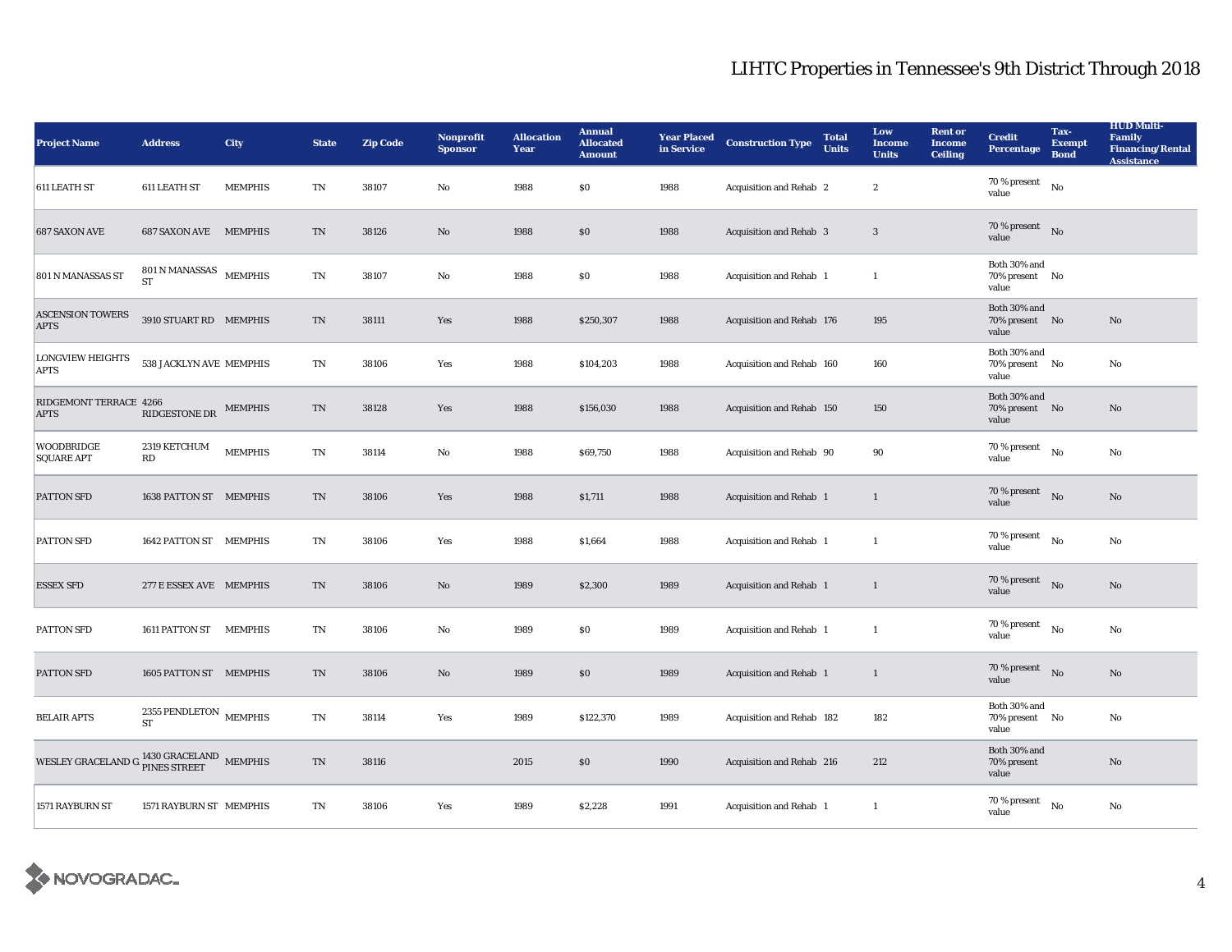# LIHTC Properties in Tennessee's 9th District Through 2018

| Project Name | Address | City | State | Zip Code | Nonprofit Sponsor | Allocation Year | Annual Allocated Amount | Year Placed in Service | Construction Type | Total Units | Low Income Units | Rent or Income Ceiling | Credit Percentage | Tax-Exempt Bond | HUD Multi-Family Financing/Rental Assistance |
|---|---|---|---|---|---|---|---|---|---|---|---|---|---|---|---|
| 611 LEATH ST | 611 LEATH ST | MEMPHIS | TN | 38107 | No | 1988 | $0 | 1988 | Acquisition and Rehab | 2 | 2 | | 70 % present value | No | |
| 687 SAXON AVE | 687 SAXON AVE | MEMPHIS | TN | 38126 | No | 1988 | $0 | 1988 | Acquisition and Rehab | 3 | 3 | | 70 % present value | No | |
| 801 N MANASSAS ST | 801 N MANASSAS ST | MEMPHIS | TN | 38107 | No | 1988 | $0 | 1988 | Acquisition and Rehab | 1 | 1 | | Both 30% and 70% present value | No | |
| ASCENSION TOWERS APTS | 3910 STUART RD | MEMPHIS | TN | 38111 | Yes | 1988 | $250,307 | 1988 | Acquisition and Rehab | 176 | 195 | | Both 30% and 70% present value | No | No |
| LONGVIEW HEIGHTS APTS | 538 JACKLYN AVE | MEMPHIS | TN | 38106 | Yes | 1988 | $104,203 | 1988 | Acquisition and Rehab | 160 | 160 | | Both 30% and 70% present value | No | No |
| RIDGEMONT TERRACE APTS | 4266 RIDGESTONE DR | MEMPHIS | TN | 38128 | Yes | 1988 | $156,030 | 1988 | Acquisition and Rehab | 150 | 150 | | Both 30% and 70% present value | No | No |
| WOODBRIDGE SQUARE APT | 2319 KETCHUM RD | MEMPHIS | TN | 38114 | No | 1988 | $69,750 | 1988 | Acquisition and Rehab | 90 | 90 | | 70 % present value | No | No |
| PATTON SFD | 1638 PATTON ST | MEMPHIS | TN | 38106 | Yes | 1988 | $1,711 | 1988 | Acquisition and Rehab | 1 | 1 | | 70 % present value | No | No |
| PATTON SFD | 1642 PATTON ST | MEMPHIS | TN | 38106 | Yes | 1988 | $1,664 | 1988 | Acquisition and Rehab | 1 | 1 | | 70 % present value | No | No |
| ESSEX SFD | 277 E ESSEX AVE | MEMPHIS | TN | 38106 | No | 1989 | $2,300 | 1989 | Acquisition and Rehab | 1 | 1 | | 70 % present value | No | No |
| PATTON SFD | 1611 PATTON ST | MEMPHIS | TN | 38106 | No | 1989 | $0 | 1989 | Acquisition and Rehab | 1 | 1 | | 70 % present value | No | No |
| PATTON SFD | 1605 PATTON ST | MEMPHIS | TN | 38106 | No | 1989 | $0 | 1989 | Acquisition and Rehab | 1 | 1 | | 70 % present value | No | No |
| BELAIR APTS | 2355 PENDLETON ST | MEMPHIS | TN | 38114 | Yes | 1989 | $122,370 | 1989 | Acquisition and Rehab | 182 | 182 | | Both 30% and 70% present value | No | No |
| WESLEY GRACELAND G | 1430 GRACELAND PINES STREET | MEMPHIS | TN | 38116 | | 2015 | $0 | 1990 | Acquisition and Rehab | 216 | 212 | | Both 30% and 70% present value | | No |
| 1571 RAYBURN ST | 1571 RAYBURN ST | MEMPHIS | TN | 38106 | Yes | 1989 | $2,228 | 1991 | Acquisition and Rehab | 1 | 1 | | 70 % present value | No | No |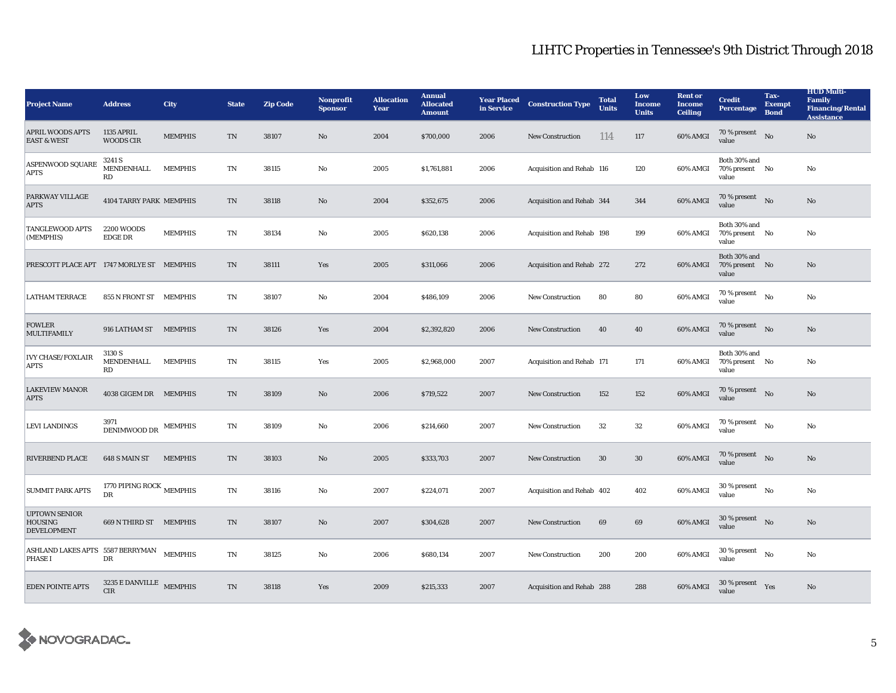# LIHTC Properties in Tennessee's 9th District Through 2018

| Project Name | Address | City | State | Zip Code | Nonprofit Sponsor | Allocation Year | Annual Allocated Amount | Year Placed in Service | Construction Type | Total Units | Low Income Units | Rent or Income Ceiling | Credit Percentage | Tax-Exempt Bond | HUD Multi-Family Financing/Rental Assistance |
|---|---|---|---|---|---|---|---|---|---|---|---|---|---|---|---|
| APRIL WOODS APTS EAST & WEST | 1135 APRIL WOODS CIR | MEMPHIS | TN | 38107 | No | 2004 | $700,000 | 2006 | New Construction | 114 | 117 | 60% AMGI | 70 % present value | No | No |
| ASPENWOOD SQUARE APTS | 3241 S MENDENHALL RD | MEMPHIS | TN | 38115 | No | 2005 | $1,761,881 | 2006 | Acquisition and Rehab | 116 | 120 | 60% AMGI | Both 30% and 70% present value | No | No |
| PARKWAY VILLAGE APTS | 4104 TARRY PARK | MEMPHIS | TN | 38118 | No | 2004 | $352,675 | 2006 | Acquisition and Rehab | 344 | 344 | 60% AMGI | 70 % present value | No | No |
| TANGLEWOOD APTS (MEMPHIS) | 2200 WOODS EDGE DR | MEMPHIS | TN | 38134 | No | 2005 | $620,138 | 2006 | Acquisition and Rehab | 198 | 199 | 60% AMGI | Both 30% and 70% present value | No | No |
| PRESCOTT PLACE APT | 1747 MORLYE ST | MEMPHIS | TN | 38111 | Yes | 2005 | $311,066 | 2006 | Acquisition and Rehab | 272 | 272 | 60% AMGI | Both 30% and 70% present value | No | No |
| LATHAM TERRACE | 855 N FRONT ST | MEMPHIS | TN | 38107 | No | 2004 | $486,109 | 2006 | New Construction | 80 | 80 | 60% AMGI | 70 % present value | No | No |
| FOWLER MULTIFAMILY | 916 LATHAM ST | MEMPHIS | TN | 38126 | Yes | 2004 | $2,392,820 | 2006 | New Construction | 40 | 40 | 60% AMGI | 70 % present value | No | No |
| IVY CHASE/FOXLAIR APTS | 3130 S MENDENHALL RD | MEMPHIS | TN | 38115 | Yes | 2005 | $2,968,000 | 2007 | Acquisition and Rehab | 171 | 171 | 60% AMGI | Both 30% and 70% present value | No | No |
| LAKEVIEW MANOR APTS | 4038 GIGEM DR | MEMPHIS | TN | 38109 | No | 2006 | $719,522 | 2007 | New Construction | 152 | 152 | 60% AMGI | 70 % present value | No | No |
| LEVI LANDINGS | 3971 DENIMWOOD DR | MEMPHIS | TN | 38109 | No | 2006 | $214,660 | 2007 | New Construction | 32 | 32 | 60% AMGI | 70 % present value | No | No |
| RIVERBEND PLACE | 648 S MAIN ST | MEMPHIS | TN | 38103 | No | 2005 | $333,703 | 2007 | New Construction | 30 | 30 | 60% AMGI | 70 % present value | No | No |
| SUMMIT PARK APTS | 1770 PIPING ROCK DR | MEMPHIS | TN | 38116 | No | 2007 | $224,071 | 2007 | Acquisition and Rehab | 402 | 402 | 60% AMGI | 30 % present value | No | No |
| UPTOWN SENIOR HOUSING DEVELOPMENT | 669 N THIRD ST | MEMPHIS | TN | 38107 | No | 2007 | $304,628 | 2007 | New Construction | 69 | 69 | 60% AMGI | 30 % present value | No | No |
| ASHLAND LAKES APTS PHASE I | 5587 BERRYMAN DR | MEMPHIS | TN | 38125 | No | 2006 | $680,134 | 2007 | New Construction | 200 | 200 | 60% AMGI | 30 % present value | No | No |
| EDEN POINTE APTS | 3235 E DANVILLE CIR | MEMPHIS | TN | 38118 | Yes | 2009 | $215,333 | 2007 | Acquisition and Rehab | 288 | 288 | 60% AMGI | 30 % present value | Yes | No |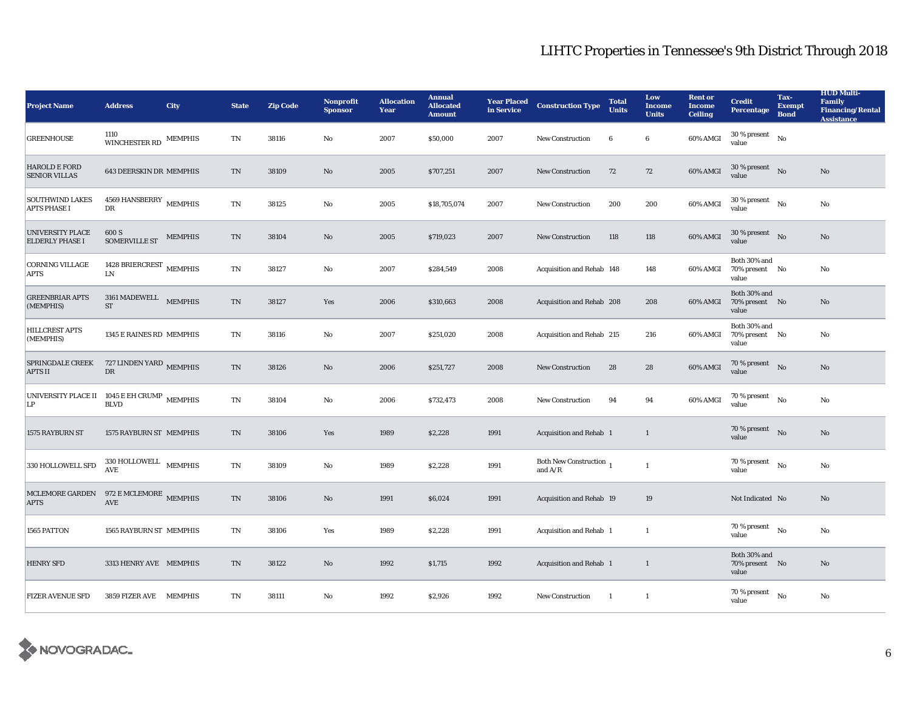# LIHTC Properties in Tennessee's 9th District Through 2018

| Project Name | Address | City | State | Zip Code | Nonprofit Sponsor | Allocation Year | Annual Allocated Amount | Year Placed in Service | Construction Type | Total Units | Low Income Units | Rent or Income Ceiling | Credit Percentage | Tax-Exempt Bond | HUD Multi-Family Financing/Rental Assistance |
|---|---|---|---|---|---|---|---|---|---|---|---|---|---|---|---|
| GREENHOUSE | 1110 WINCHESTER RD | MEMPHIS | TN | 38116 | No | 2007 | $50,000 | 2007 | New Construction | 6 | 6 | 60% AMGI | 30 % present value | No | |
| HAROLD E FORD SENIOR VILLAS | 643 DEERSKIN DR | MEMPHIS | TN | 38109 | No | 2005 | $707,251 | 2007 | New Construction | 72 | 72 | 60% AMGI | 30 % present value | No | No |
| SOUTHWIND LAKES APTS PHASE I | 4569 HANSBERRY DR | MEMPHIS | TN | 38125 | No | 2005 | $18,705,074 | 2007 | New Construction | 200 | 200 | 60% AMGI | 30 % present value | No | No |
| UNIVERSITY PLACE ELDERLY PHASE I | 600 S SOMERVILLE ST | MEMPHIS | TN | 38104 | No | 2005 | $719,023 | 2007 | New Construction | 118 | 118 | 60% AMGI | 30 % present value | No | No |
| CORNING VILLAGE APTS | 1428 BRIERCREST LN | MEMPHIS | TN | 38127 | No | 2007 | $284,549 | 2008 | Acquisition and Rehab | 148 | 148 | 60% AMGI | Both 30% and 70% present value | No | No |
| GREENBRIAR APTS (MEMPHIS) | 3161 MADEWELL ST | MEMPHIS | TN | 38127 | Yes | 2006 | $310,663 | 2008 | Acquisition and Rehab | 208 | 208 | 60% AMGI | Both 30% and 70% present value | No | No |
| HILLCREST APTS (MEMPHIS) | 1345 E RAINES RD | MEMPHIS | TN | 38116 | No | 2007 | $251,020 | 2008 | Acquisition and Rehab | 215 | 216 | 60% AMGI | Both 30% and 70% present value | No | No |
| SPRINGDALE CREEK APTS II | 727 LINDEN YARD DR | MEMPHIS | TN | 38126 | No | 2006 | $251,727 | 2008 | New Construction | 28 | 28 | 60% AMGI | 70 % present value | No | No |
| UNIVERSITY PLACE II LP | 1045 E EH CRUMP BLVD | MEMPHIS | TN | 38104 | No | 2006 | $732,473 | 2008 | New Construction | 94 | 94 | 60% AMGI | 70 % present value | No | No |
| 1575 RAYBURN ST | 1575 RAYBURN ST | MEMPHIS | TN | 38106 | Yes | 1989 | $2,228 | 1991 | Acquisition and Rehab | 1 | 1 | | 70 % present value | No | No |
| 330 HOLLOWELL SFD | 330 HOLLOWELL AVE | MEMPHIS | TN | 38109 | No | 1989 | $2,228 | 1991 | Both New Construction and A/R | 1 | 1 | | 70 % present value | No | No |
| MCLEMORE GARDEN APTS | 972 E MCLEMORE AVE | MEMPHIS | TN | 38106 | No | 1991 | $6,024 | 1991 | Acquisition and Rehab | 19 | 19 | | Not Indicated | No | No |
| 1565 PATTON | 1565 RAYBURN ST | MEMPHIS | TN | 38106 | Yes | 1989 | $2,228 | 1991 | Acquisition and Rehab | 1 | 1 | | 70 % present value | No | No |
| HENRY SFD | 3313 HENRY AVE | MEMPHIS | TN | 38122 | No | 1992 | $1,715 | 1992 | Acquisition and Rehab | 1 | 1 | | Both 30% and 70% present value | No | No |
| FIZER AVENUE SFD | 3859 FIZER AVE | MEMPHIS | TN | 38111 | No | 1992 | $2,926 | 1992 | New Construction | 1 | 1 | | 70 % present value | No | No |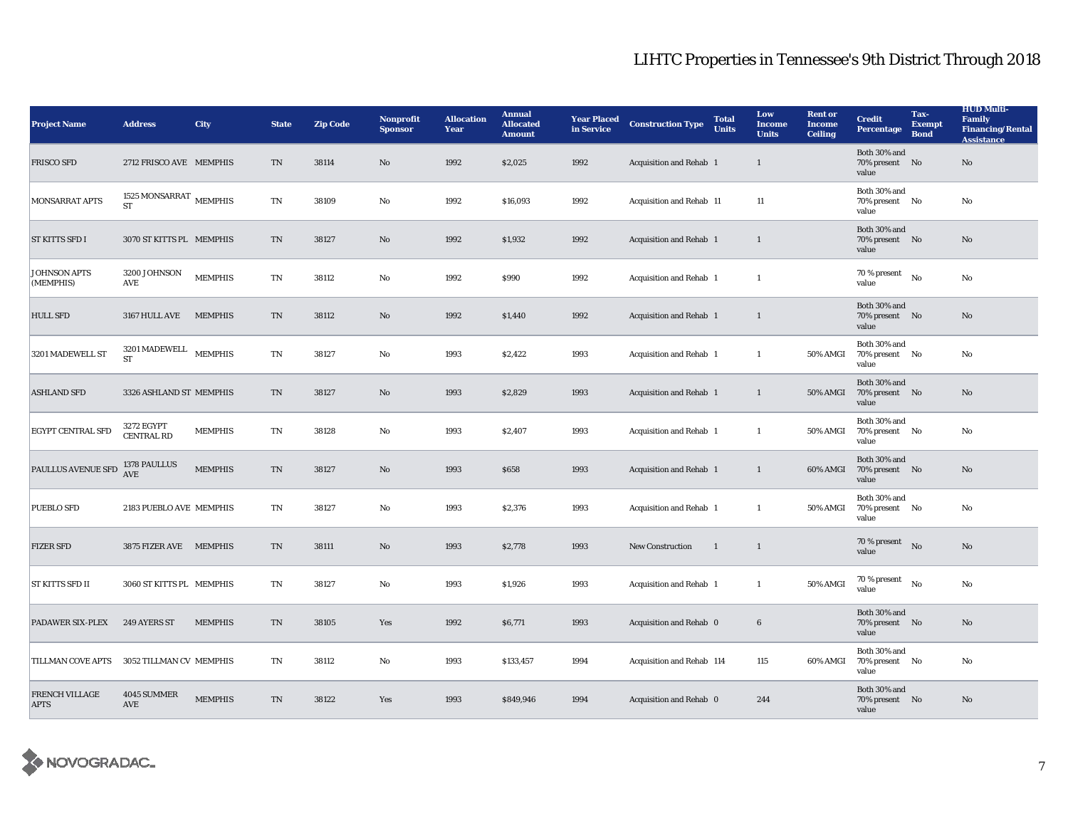# LIHTC Properties in Tennessee's 9th District Through 2018

| Project Name | Address | City | State | Zip Code | Nonprofit Sponsor | Allocation Year | Annual Allocated Amount | Year Placed in Service | Construction Type | Total Units | Low Income Units | Rent or Income Ceiling | Credit Percentage | Tax-Exempt Bond | HUD Multi-Family Financing/Rental Assistance |
|---|---|---|---|---|---|---|---|---|---|---|---|---|---|---|---|
| FRISCO SFD | 2712 FRISCO AVE | MEMPHIS | TN | 38114 | No | 1992 | $2,025 | 1992 | Acquisition and Rehab | 1 | 1 | | Both 30% and 70% present value | No | No |
| MONSARRAT APTS | 1525 MONSARRAT ST | MEMPHIS | TN | 38109 | No | 1992 | $16,093 | 1992 | Acquisition and Rehab | 11 | 11 | | Both 30% and 70% present value | No | No |
| ST KITTS SFD I | 3070 ST KITTS PL | MEMPHIS | TN | 38127 | No | 1992 | $1,932 | 1992 | Acquisition and Rehab | 1 | 1 | | Both 30% and 70% present value | No | No |
| JOHNSON APTS (MEMPHIS) | 3200 JOHNSON AVE | MEMPHIS | TN | 38112 | No | 1992 | $990 | 1992 | Acquisition and Rehab | 1 | 1 | | 70 % present value | No | No |
| HULL SFD | 3167 HULL AVE | MEMPHIS | TN | 38112 | No | 1992 | $1,440 | 1992 | Acquisition and Rehab | 1 | 1 | | Both 30% and 70% present value | No | No |
| 3201 MADEWELL ST | 3201 MADEWELL ST | MEMPHIS | TN | 38127 | No | 1993 | $2,422 | 1993 | Acquisition and Rehab | 1 | 1 | 50% AMGI | Both 30% and 70% present value | No | No |
| ASHLAND SFD | 3326 ASHLAND ST | MEMPHIS | TN | 38127 | No | 1993 | $2,829 | 1993 | Acquisition and Rehab | 1 | 1 | 50% AMGI | Both 30% and 70% present value | No | No |
| EGYPT CENTRAL SFD | 3272 EGYPT CENTRAL RD | MEMPHIS | TN | 38128 | No | 1993 | $2,407 | 1993 | Acquisition and Rehab | 1 | 1 | 50% AMGI | Both 30% and 70% present value | No | No |
| PAULLUS AVENUE SFD | 1378 PAULLUS AVE | MEMPHIS | TN | 38127 | No | 1993 | $658 | 1993 | Acquisition and Rehab | 1 | 1 | 60% AMGI | Both 30% and 70% present value | No | No |
| PUEBLO SFD | 2183 PUEBLO AVE | MEMPHIS | TN | 38127 | No | 1993 | $2,376 | 1993 | Acquisition and Rehab | 1 | 1 | 50% AMGI | Both 30% and 70% present value | No | No |
| FIZER SFD | 3875 FIZER AVE | MEMPHIS | TN | 38111 | No | 1993 | $2,778 | 1993 | New Construction | 1 | 1 | | 70 % present value | No | No |
| ST KITTS SFD II | 3060 ST KITTS PL | MEMPHIS | TN | 38127 | No | 1993 | $1,926 | 1993 | Acquisition and Rehab | 1 | 1 | 50% AMGI | 70 % present value | No | No |
| PADAWER SIX-PLEX | 249 AYERS ST | MEMPHIS | TN | 38105 | Yes | 1992 | $6,771 | 1993 | Acquisition and Rehab | 0 | 6 | | Both 30% and 70% present value | No | No |
| TILLMAN COVE APTS | 3052 TILLMAN CV | MEMPHIS | TN | 38112 | No | 1993 | $133,457 | 1994 | Acquisition and Rehab | 114 | 115 | 60% AMGI | Both 30% and 70% present value | No | No |
| FRENCH VILLAGE APTS | 4045 SUMMER AVE | MEMPHIS | TN | 38122 | Yes | 1993 | $849,946 | 1994 | Acquisition and Rehab | 0 | 244 | | Both 30% and 70% present value | No | No |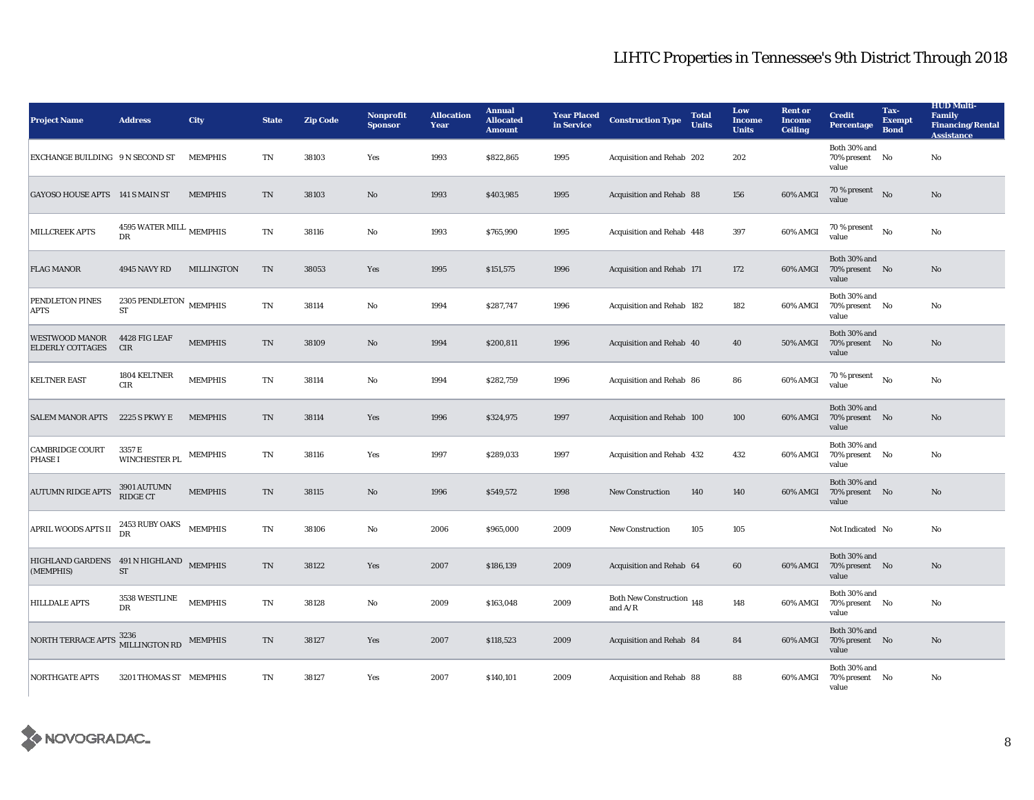# LIHTC Properties in Tennessee's 9th District Through 2018

| Project Name | Address | City | State | Zip Code | Nonprofit Sponsor | Allocation Year | Annual Allocated Amount | Year Placed in Service | Construction Type | Total Units | Low Income Units | Rent or Income Ceiling | Credit Percentage | Tax-Exempt Bond | HUD Multi-Family Financing/Rental Assistance |
|---|---|---|---|---|---|---|---|---|---|---|---|---|---|---|---|
| EXCHANGE BUILDING | 9 N SECOND ST | MEMPHIS | TN | 38103 | Yes | 1993 | $822,865 | 1995 | Acquisition and Rehab | 202 | 202 | | Both 30% and 70% present value | No | No |
| GAYOSO HOUSE APTS | 141 S MAIN ST | MEMPHIS | TN | 38103 | No | 1993 | $403,985 | 1995 | Acquisition and Rehab | 88 | 156 | 60% AMGI | 70 % present value | No | No |
| MILLCREEK APTS | 4595 WATER MILL DR | MEMPHIS | TN | 38116 | No | 1993 | $765,990 | 1995 | Acquisition and Rehab | 448 | 397 | 60% AMGI | 70 % present value | No | No |
| FLAG MANOR | 4945 NAVY RD | MILLINGTON | TN | 38053 | Yes | 1995 | $151,575 | 1996 | Acquisition and Rehab | 171 | 172 | 60% AMGI | Both 30% and 70% present value | No | No |
| PENDLETON PINES APTS | 2305 PENDLETON ST | MEMPHIS | TN | 38114 | No | 1994 | $287,747 | 1996 | Acquisition and Rehab | 182 | 182 | 60% AMGI | Both 30% and 70% present value | No | No |
| WESTWOOD MANOR ELDERLY COTTAGES | 4428 FIG LEAF CIR | MEMPHIS | TN | 38109 | No | 1994 | $200,811 | 1996 | Acquisition and Rehab | 40 | 40 | 50% AMGI | Both 30% and 70% present value | No | No |
| KELTNER EAST | 1804 KELTNER CIR | MEMPHIS | TN | 38114 | No | 1994 | $282,759 | 1996 | Acquisition and Rehab | 86 | 86 | 60% AMGI | 70 % present value | No | No |
| SALEM MANOR APTS | 2225 S PKWY E | MEMPHIS | TN | 38114 | Yes | 1996 | $324,975 | 1997 | Acquisition and Rehab | 100 | 100 | 60% AMGI | Both 30% and 70% present value | No | No |
| CAMBRIDGE COURT PHASE I | 3357 E WINCHESTER PL | MEMPHIS | TN | 38116 | Yes | 1997 | $289,033 | 1997 | Acquisition and Rehab | 432 | 432 | 60% AMGI | Both 30% and 70% present value | No | No |
| AUTUMN RIDGE APTS | 3901 AUTUMN RIDGE CT | MEMPHIS | TN | 38115 | No | 1996 | $549,572 | 1998 | New Construction | 140 | 140 | 60% AMGI | Both 30% and 70% present value | No | No |
| APRIL WOODS APTS II | 2453 RUBY OAKS DR | MEMPHIS | TN | 38106 | No | 2006 | $965,000 | 2009 | New Construction | 105 | 105 | | Not Indicated | No | No |
| HIGHLAND GARDENS (MEMPHIS) | 491 N HIGHLAND ST | MEMPHIS | TN | 38122 | Yes | 2007 | $186,139 | 2009 | Acquisition and Rehab | 64 | 60 | 60% AMGI | Both 30% and 70% present value | No | No |
| HILLDALE APTS | 3538 WESTLINE DR | MEMPHIS | TN | 38128 | No | 2009 | $163,048 | 2009 | Both New Construction and A/R | 148 | 148 | 60% AMGI | Both 30% and 70% present value | No | No |
| NORTH TERRACE APTS | 3236 MILLINGTON RD | MEMPHIS | TN | 38127 | Yes | 2007 | $118,523 | 2009 | Acquisition and Rehab | 84 | 84 | 60% AMGI | Both 30% and 70% present value | No | No |
| NORTHGATE APTS | 3201 THOMAS ST | MEMPHIS | TN | 38127 | Yes | 2007 | $140,101 | 2009 | Acquisition and Rehab | 88 | 88 | 60% AMGI | Both 30% and 70% present value | No | No |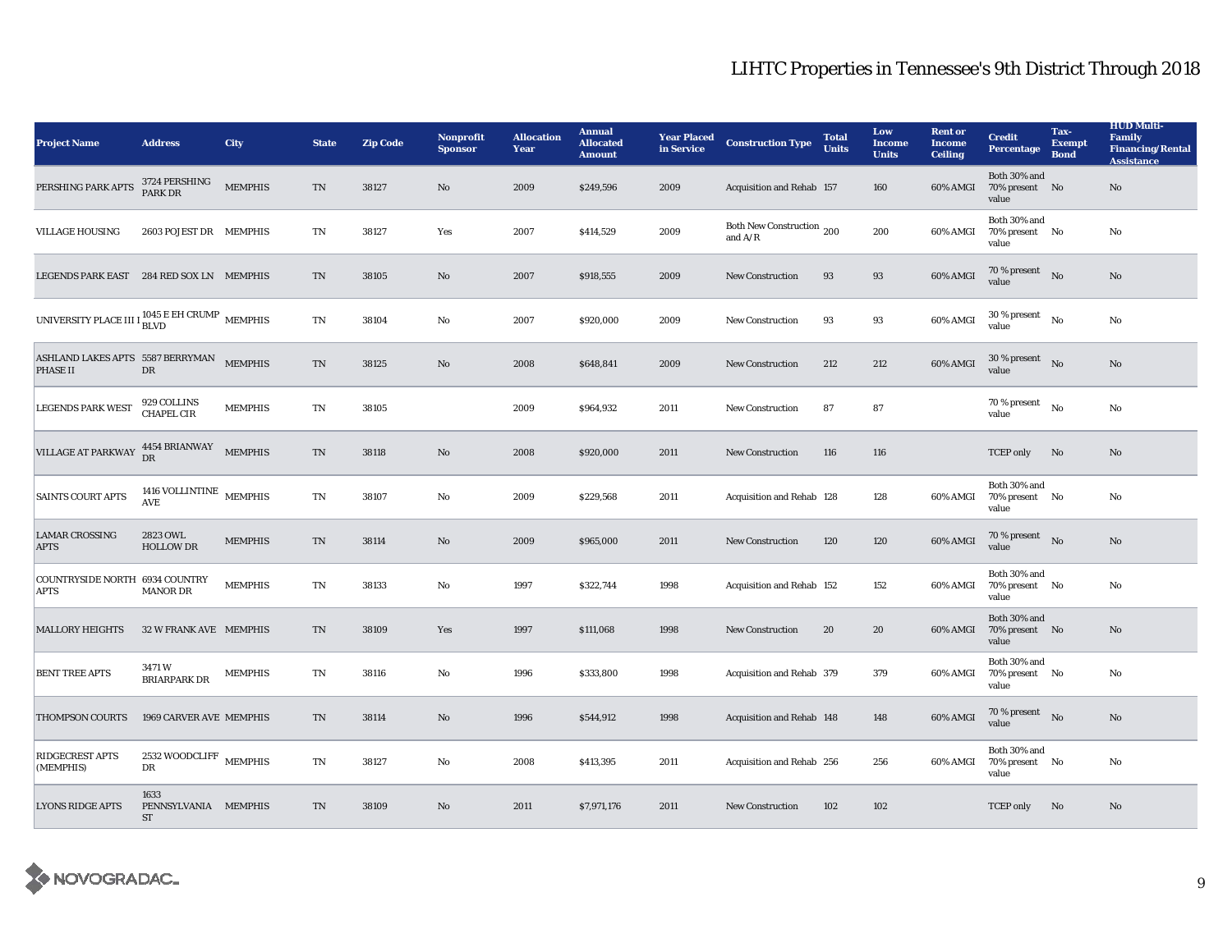# LIHTC Properties in Tennessee's 9th District Through 2018

| Project Name | Address | City | State | Zip Code | Nonprofit Sponsor | Allocation Year | Annual Allocated Amount | Year Placed in Service | Construction Type | Total Units | Low Income Units | Rent or Income Ceiling | Credit Percentage | Tax-Exempt Bond | HUD Multi-Family Financing/Rental Assistance |
|---|---|---|---|---|---|---|---|---|---|---|---|---|---|---|---|
| PERSHING PARK APTS | 3724 PERSHING PARK DR | MEMPHIS | TN | 38127 | No | 2009 | $249,596 | 2009 | Acquisition and Rehab | 157 | 160 | 60% AMGI | Both 30% and 70% present value | No | No |
| VILLAGE HOUSING | 2603 POJEST DR | MEMPHIS | TN | 38127 | Yes | 2007 | $414,529 | 2009 | Both New Construction and A/R | 200 | 200 | 60% AMGI | Both 30% and 70% present value | No | No |
| LEGENDS PARK EAST | 284 RED SOX LN | MEMPHIS | TN | 38105 | No | 2007 | $918,555 | 2009 | New Construction | 93 | 93 | 60% AMGI | 70 % present value | No | No |
| UNIVERSITY PLACE III I | 1045 E EH CRUMP BLVD | MEMPHIS | TN | 38104 | No | 2007 | $920,000 | 2009 | New Construction | 93 | 93 | 60% AMGI | 30 % present value | No | No |
| ASHLAND LAKES APTS PHASE II | 5587 BERRYMAN DR | MEMPHIS | TN | 38125 | No | 2008 | $648,841 | 2009 | New Construction | 212 | 212 | 60% AMGI | 30 % present value | No | No |
| LEGENDS PARK WEST | 929 COLLINS CHAPEL CIR | MEMPHIS | TN | 38105 | | 2009 | $964,932 | 2011 | New Construction | 87 | 87 | | 70 % present value | No | No |
| VILLAGE AT PARKWAY | 4454 BRIANWAY DR | MEMPHIS | TN | 38118 | No | 2008 | $920,000 | 2011 | New Construction | 116 | 116 | | TCEP only | No | No |
| SAINTS COURT APTS | 1416 VOLLINTINE AVE | MEMPHIS | TN | 38107 | No | 2009 | $229,568 | 2011 | Acquisition and Rehab | 128 | 128 | 60% AMGI | Both 30% and 70% present value | No | No |
| LAMAR CROSSING APTS | 2823 OWL HOLLOW DR | MEMPHIS | TN | 38114 | No | 2009 | $965,000 | 2011 | New Construction | 120 | 120 | 60% AMGI | 70 % present value | No | No |
| COUNTRYSIDE NORTH APTS | 6934 COUNTRY MANOR DR | MEMPHIS | TN | 38133 | No | 1997 | $322,744 | 1998 | Acquisition and Rehab | 152 | 152 | 60% AMGI | Both 30% and 70% present value | No | No |
| MALLORY HEIGHTS | 32 W FRANK AVE | MEMPHIS | TN | 38109 | Yes | 1997 | $111,068 | 1998 | New Construction | 20 | 20 | 60% AMGI | Both 30% and 70% present value | No | No |
| BENT TREE APTS | 3471 W BRIARPARK DR | MEMPHIS | TN | 38116 | No | 1996 | $333,800 | 1998 | Acquisition and Rehab | 379 | 379 | 60% AMGI | Both 30% and 70% present value | No | No |
| THOMPSON COURTS | 1969 CARVER AVE | MEMPHIS | TN | 38114 | No | 1996 | $544,912 | 1998 | Acquisition and Rehab | 148 | 148 | 60% AMGI | 70 % present value | No | No |
| RIDGECREST APTS (MEMPHIS) | 2532 WOODCLIFF DR | MEMPHIS | TN | 38127 | No | 2008 | $413,395 | 2011 | Acquisition and Rehab | 256 | 256 | 60% AMGI | Both 30% and 70% present value | No | No |
| LYONS RIDGE APTS | 1633 PENNSYLVANIA ST | MEMPHIS | TN | 38109 | No | 2011 | $7,971,176 | 2011 | New Construction | 102 | 102 | | TCEP only | No | No |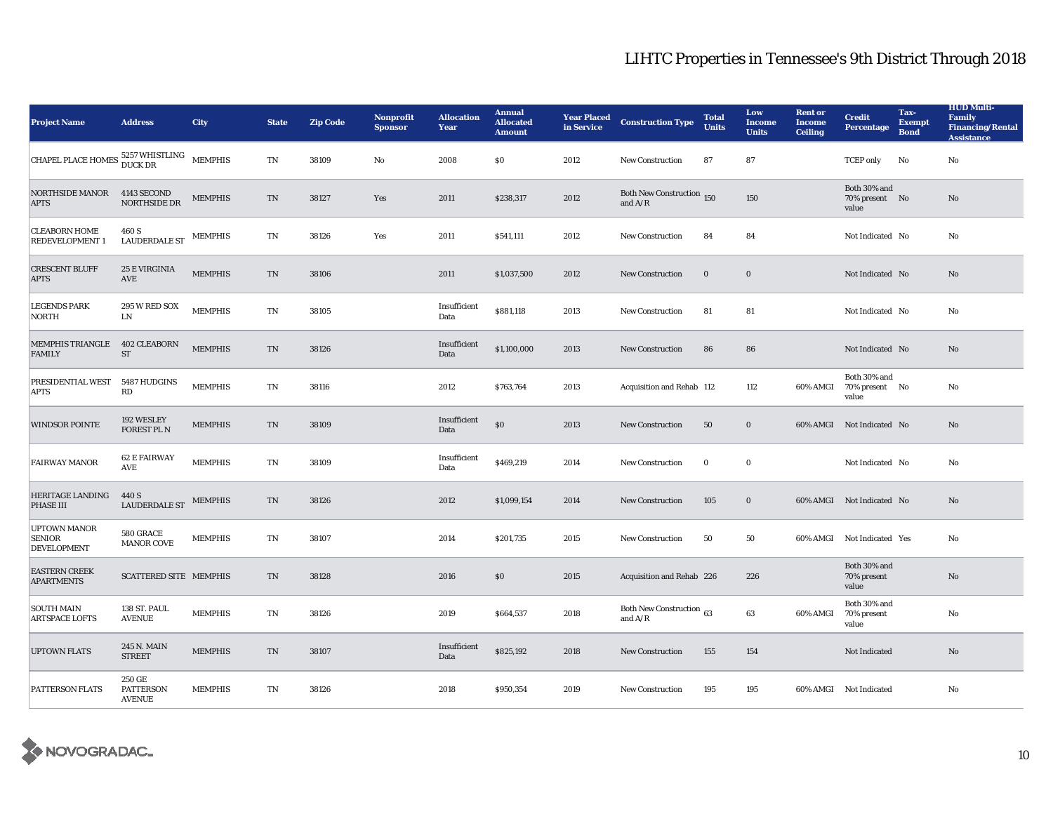# LIHTC Properties in Tennessee's 9th District Through 2018

| Project Name | Address | City | State | Zip Code | Nonprofit Sponsor | Allocation Year | Annual Allocated Amount | Year Placed in Service | Construction Type | Total Units | Low Income Units | Rent or Income Ceiling | Credit Percentage | Tax-Exempt Bond | HUD Multi-Family Financing/Rental Assistance |
|---|---|---|---|---|---|---|---|---|---|---|---|---|---|---|---|
| CHAPEL PLACE HOMES | 5257 WHISTLING DUCK DR | MEMPHIS | TN | 38109 | No | 2008 | $0 | 2012 | New Construction | 87 | 87 | | TCEP only | No | No |
| NORTHSIDE MANOR APTS | 4143 SECOND NORTHSIDE DR | MEMPHIS | TN | 38127 | Yes | 2011 | $238,317 | 2012 | Both New Construction and A/R | 150 | 150 | | Both 30% and 70% present value | No | No |
| CLEABORN HOME REDEVELOPMENT 1 | 460 S LAUDERDALE ST | MEMPHIS | TN | 38126 | Yes | 2011 | $541,111 | 2012 | New Construction | 84 | 84 | | Not Indicated | No | No |
| CRESCENT BLUFF APTS | 25 E VIRGINIA AVE | MEMPHIS | TN | 38106 | | 2011 | $1,037,500 | 2012 | New Construction | 0 | 0 | | Not Indicated | No | No |
| LEGENDS PARK NORTH | 295 W RED SOX LN | MEMPHIS | TN | 38105 | | Insufficient Data | $881,118 | 2013 | New Construction | 81 | 81 | | Not Indicated | No | No |
| MEMPHIS TRIANGLE FAMILY | 402 CLEABORN ST | MEMPHIS | TN | 38126 | | Insufficient Data | $1,100,000 | 2013 | New Construction | 86 | 86 | | Not Indicated | No | No |
| PRESIDENTIAL WEST APTS | 5487 HUDGINS RD | MEMPHIS | TN | 38116 | | 2012 | $763,764 | 2013 | Acquisition and Rehab | 112 | 112 | 60% AMGI | Both 30% and 70% present value | No | No |
| WINDSOR POINTE | 192 WESLEY FOREST PL N | MEMPHIS | TN | 38109 | | Insufficient Data | $0 | 2013 | New Construction | 50 | 0 | 60% AMGI | Not Indicated | No | No |
| FAIRWAY MANOR | 62 E FAIRWAY AVE | MEMPHIS | TN | 38109 | | Insufficient Data | $469,219 | 2014 | New Construction | 0 | 0 | | Not Indicated | No | No |
| HERITAGE LANDING PHASE III | 440 S LAUDERDALE ST | MEMPHIS | TN | 38126 | | 2012 | $1,099,154 | 2014 | New Construction | 105 | 0 | 60% AMGI | Not Indicated | No | No |
| UPTOWN MANOR SENIOR DEVELOPMENT | 580 GRACE MANOR COVE | MEMPHIS | TN | 38107 | | 2014 | $201,735 | 2015 | New Construction | 50 | 50 | 60% AMGI | Not Indicated | Yes | No |
| EASTERN CREEK APARTMENTS | SCATTERED SITE | MEMPHIS | TN | 38128 | | 2016 | $0 | 2015 | Acquisition and Rehab | 226 | 226 | | Both 30% and 70% present value | | No |
| SOUTH MAIN ARTSPACE LOFTS | 138 ST. PAUL AVENUE | MEMPHIS | TN | 38126 | | 2019 | $664,537 | 2018 | Both New Construction and A/R | 63 | 63 | 60% AMGI | Both 30% and 70% present value | | No |
| UPTOWN FLATS | 245 N. MAIN STREET | MEMPHIS | TN | 38107 | | Insufficient Data | $825,192 | 2018 | New Construction | 155 | 154 | | Not Indicated | | No |
| PATTERSON FLATS | 250 GE PATTERSON AVENUE | MEMPHIS | TN | 38126 | | 2018 | $950,354 | 2019 | New Construction | 195 | 195 | 60% AMGI | Not Indicated | | No |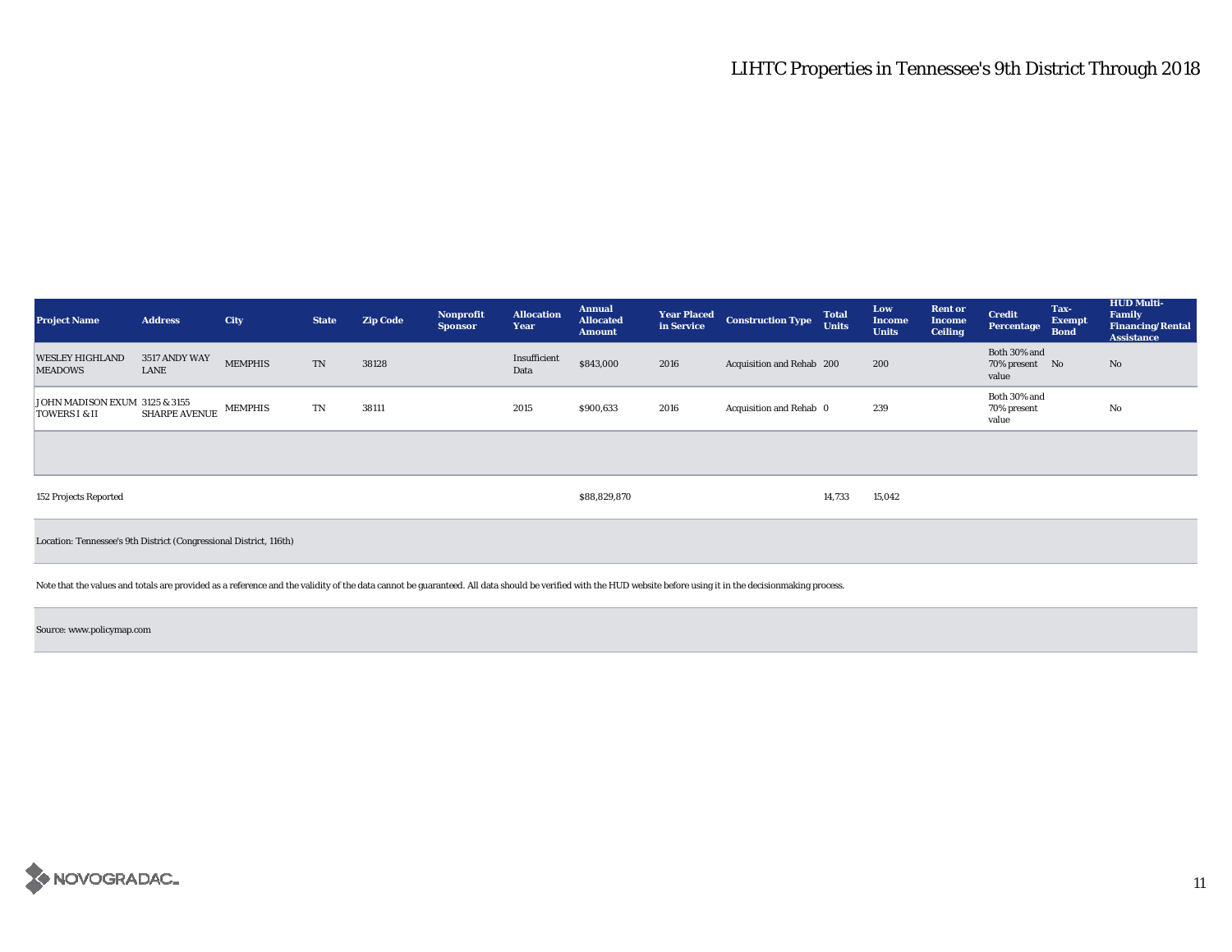# LIHTC Properties in Tennessee's 9th District Through 2018

| Project Name | Address | City | State | Zip Code | Nonprofit Sponsor | Allocation Year | Annual Allocated Amount | Year Placed in Service | Construction Type | Total Units | Low Income Units | Rent or Income Ceiling | Credit Percentage | Tax-Exempt Bond | HUD Multi-Family Financing/Rental Assistance |
|---|---|---|---|---|---|---|---|---|---|---|---|---|---|---|---|
| WESLEY HIGHLAND MEADOWS | 3517 ANDY WAY LANE | MEMPHIS | TN | 38128 | | Insufficient Data | $843,000 | 2016 | Acquisition and Rehab | 200 | 200 | | Both 30% and 70% present value | No | No |
| JOHN MADISON EXUM TOWERS I & II | 3125 & 3155 SHARPE AVENUE | MEMPHIS | TN | 38111 | | 2015 | $900,633 | 2016 | Acquisition and Rehab | 0 | 239 | | Both 30% and 70% present value | | No |
| | | | | | | | | | | | | | | | |
| 152 Projects Reported | | | | | | | $88,829,870 | | | 14,733 | 15,042 | | | | |

Location: Tennessee's 9th District (Congressional District, 116th)

Note that the values and totals are provided as a reference and the validity of the data cannot be guaranteed. All data should be verified with the HUD website before using it in the decisionmaking process.

Source: www.policymap.com